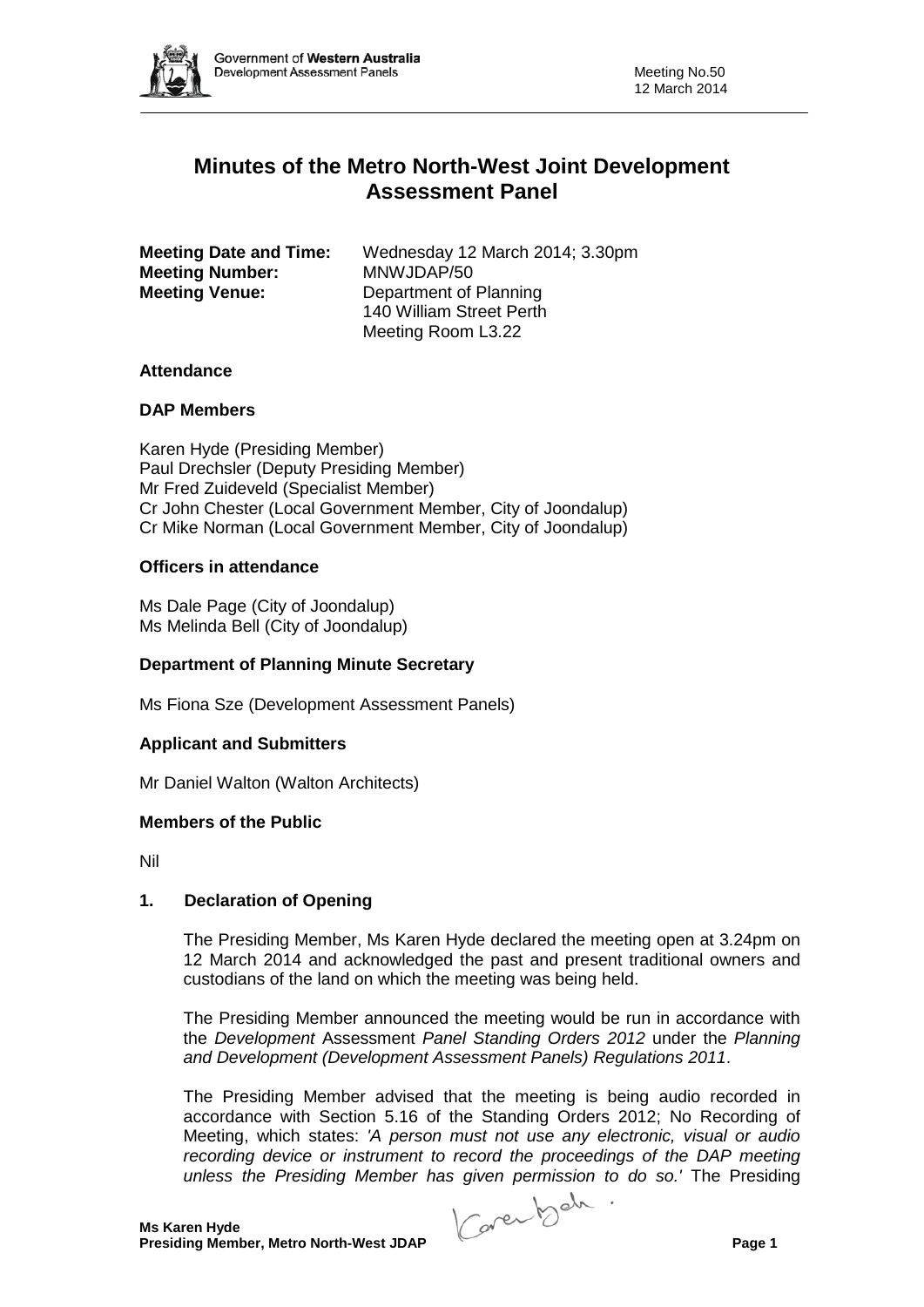# Minutes of the Metro North-West Joint Development Assessment Panel

**Meeting Date and Time:** Wednesday 12 March 2014; 3.30pm
**Meeting Number:** MNWJDAP/50
**Meeting Venue:** Department of Planning
140 William Street Perth
Meeting Room L3.22

### Attendance

### DAP Members

Karen Hyde (Presiding Member)
Paul Drechsler (Deputy Presiding Member)
Mr Fred Zuideveld (Specialist Member)
Cr John Chester (Local Government Member, City of Joondalup)
Cr Mike Norman (Local Government Member, City of Joondalup)

### Officers in attendance

Ms Dale Page (City of Joondalup)
Ms Melinda Bell (City of Joondalup)

### Department of Planning Minute Secretary

Ms Fiona Sze (Development Assessment Panels)

### Applicant and Submitters

Mr Daniel Walton (Walton Architects)

### Members of the Public

Nil

### 1. Declaration of Opening

The Presiding Member, Ms Karen Hyde declared the meeting open at 3.24pm on 12 March 2014 and acknowledged the past and present traditional owners and custodians of the land on which the meeting was being held.

The Presiding Member announced the meeting would be run in accordance with the *Development* Assessment *Panel Standing Orders 2012* under the *Planning and Development (Development Assessment Panels) Regulations 2011*.

The Presiding Member advised that the meeting is being audio recorded in accordance with Section 5.16 of the Standing Orders 2012; No Recording of Meeting, which states: *'A person must not use any electronic, visual or audio recording device or instrument to record the proceedings of the DAP meeting unless the Presiding Member has given permission to do so.'* The Presiding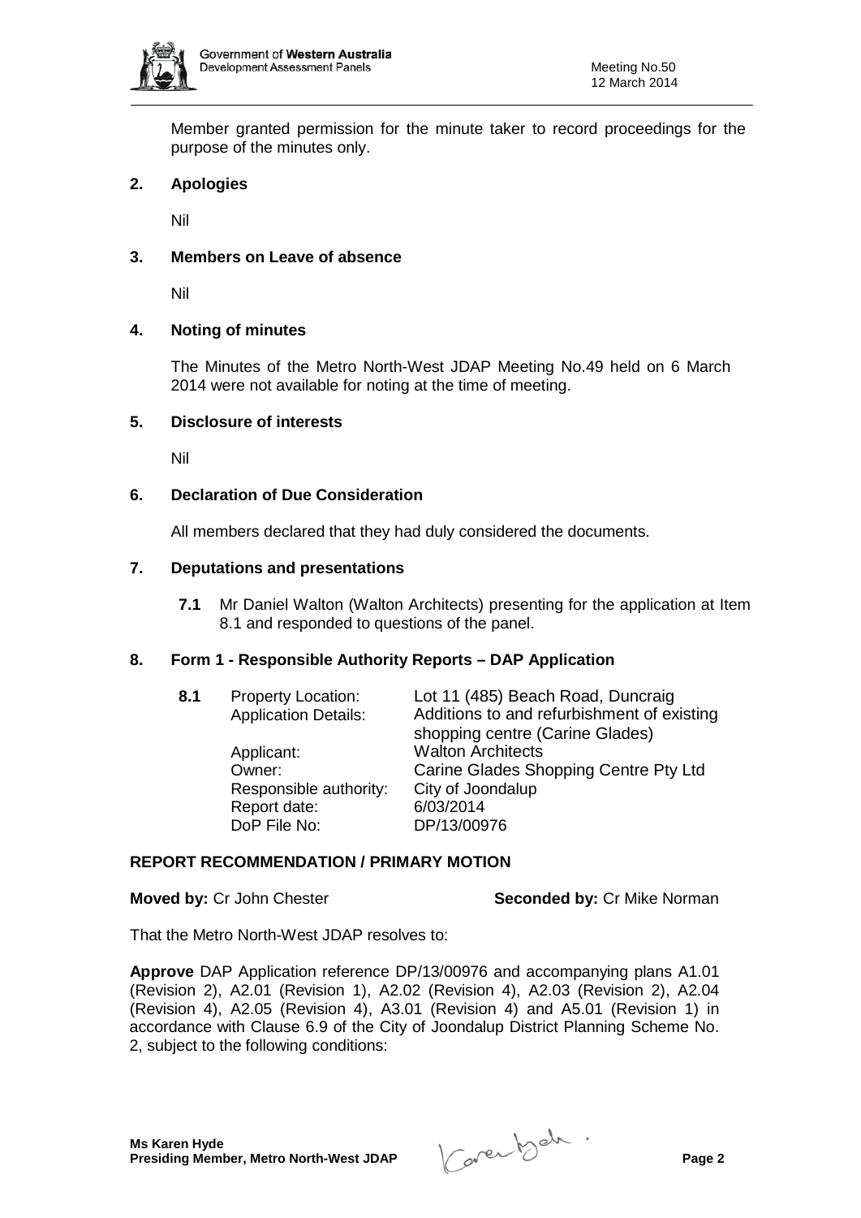Member granted permission for the minute taker to record proceedings for the purpose of the minutes only.

## 2. Apologies

Nil

## 3. Members on Leave of absence

Nil

## 4. Noting of minutes

The Minutes of the Metro North-West JDAP Meeting No.49 held on 6 March 2014 were not available for noting at the time of meeting.

## 5. Disclosure of interests

Nil

## 6. Declaration of Due Consideration

All members declared that they had duly considered the documents.

## 7. Deputations and presentations

**7.1** Mr Daniel Walton (Walton Architects) presenting for the application at Item 8.1 and responded to questions of the panel.

## 8. Form 1 - Responsible Authority Reports – DAP Application

**8.1**

| | |
|---|---|
| Property Location: | Lot 11 (485) Beach Road, Duncraig |
| Application Details: | Additions to and refurbishment of existing shopping centre (Carine Glades) |
| Applicant: | Walton Architects |
| Owner: | Carine Glades Shopping Centre Pty Ltd |
| Responsible authority: | City of Joondalup |
| Report date: | 6/03/2014 |
| DoP File No: | DP/13/00976 |

**REPORT RECOMMENDATION / PRIMARY MOTION**

**Moved by:** Cr John Chester **Seconded by:** Cr Mike Norman

That the Metro North-West JDAP resolves to:

**Approve** DAP Application reference DP/13/00976 and accompanying plans A1.01 (Revision 2), A2.01 (Revision 1), A2.02 (Revision 4), A2.03 (Revision 2), A2.04 (Revision 4), A2.05 (Revision 4), A3.01 (Revision 4) and A5.01 (Revision 1) in accordance with Clause 6.9 of the City of Joondalup District Planning Scheme No. 2, subject to the following conditions: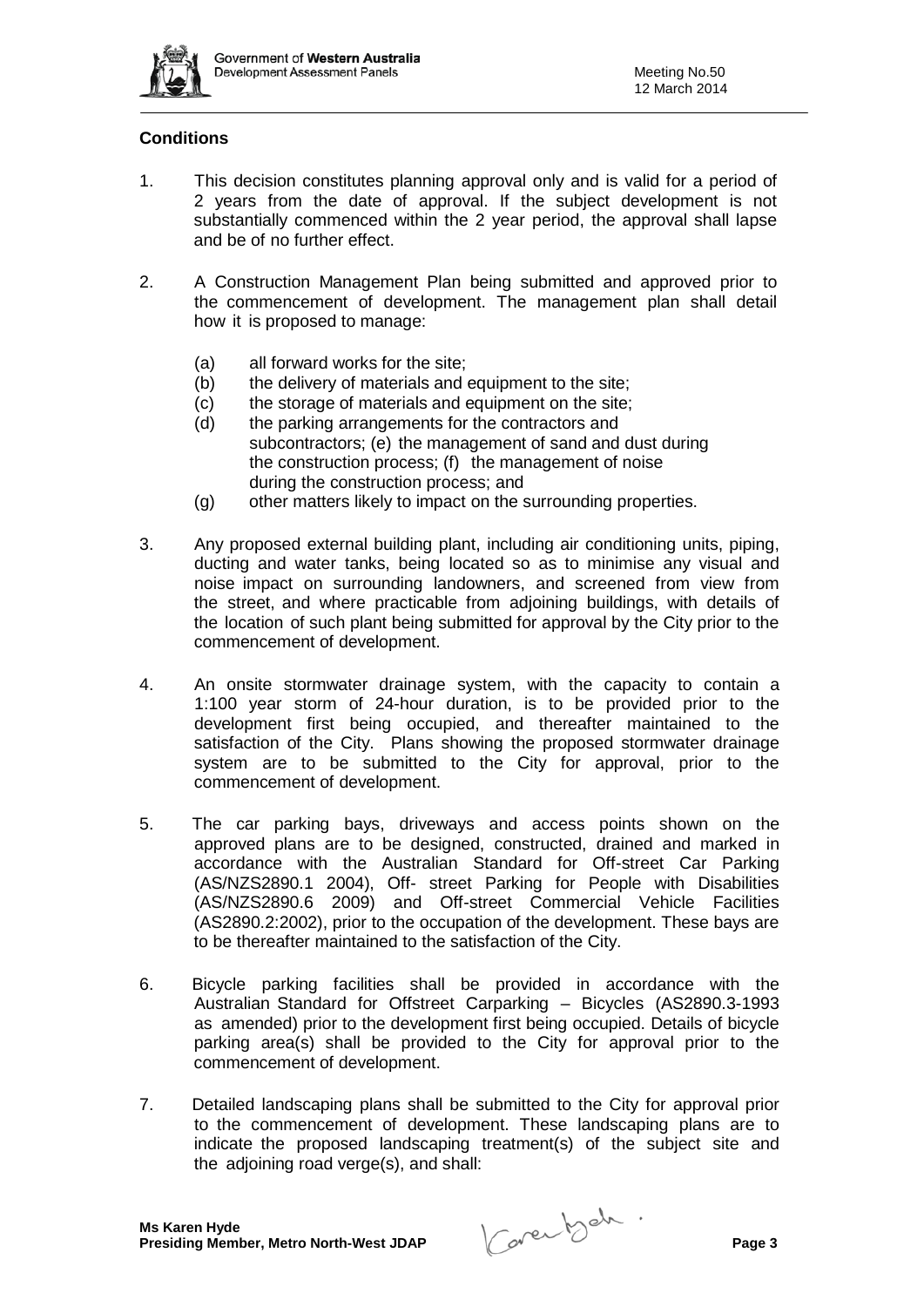## Conditions

1. This decision constitutes planning approval only and is valid for a period of 2 years from the date of approval. If the subject development is not substantially commenced within the 2 year period, the approval shall lapse and be of no further effect.

2. A Construction Management Plan being submitted and approved prior to the commencement of development. The management plan shall detail how it is proposed to manage:

   (a) all forward works for the site;
   (b) the delivery of materials and equipment to the site;
   (c) the storage of materials and equipment on the site;
   (d) the parking arrangements for the contractors and subcontractors; (e) the management of sand and dust during the construction process; (f) the management of noise during the construction process; and
   (g) other matters likely to impact on the surrounding properties.

3. Any proposed external building plant, including air conditioning units, piping, ducting and water tanks, being located so as to minimise any visual and noise impact on surrounding landowners, and screened from view from the street, and where practicable from adjoining buildings, with details of the location of such plant being submitted for approval by the City prior to the commencement of development.

4. An onsite stormwater drainage system, with the capacity to contain a 1:100 year storm of 24-hour duration, is to be provided prior to the development first being occupied, and thereafter maintained to the satisfaction of the City. Plans showing the proposed stormwater drainage system are to be submitted to the City for approval, prior to the commencement of development.

5. The car parking bays, driveways and access points shown on the approved plans are to be designed, constructed, drained and marked in accordance with the Australian Standard for Off-street Car Parking (AS/NZS2890.1 2004), Off- street Parking for People with Disabilities (AS/NZS2890.6 2009) and Off-street Commercial Vehicle Facilities (AS2890.2:2002), prior to the occupation of the development. These bays are to be thereafter maintained to the satisfaction of the City.

6. Bicycle parking facilities shall be provided in accordance with the Australian Standard for Offstreet Carparking – Bicycles (AS2890.3-1993 as amended) prior to the development first being occupied. Details of bicycle parking area(s) shall be provided to the City for approval prior to the commencement of development.

7. Detailed landscaping plans shall be submitted to the City for approval prior to the commencement of development. These landscaping plans are to indicate the proposed landscaping treatment(s) of the subject site and the adjoining road verge(s), and shall: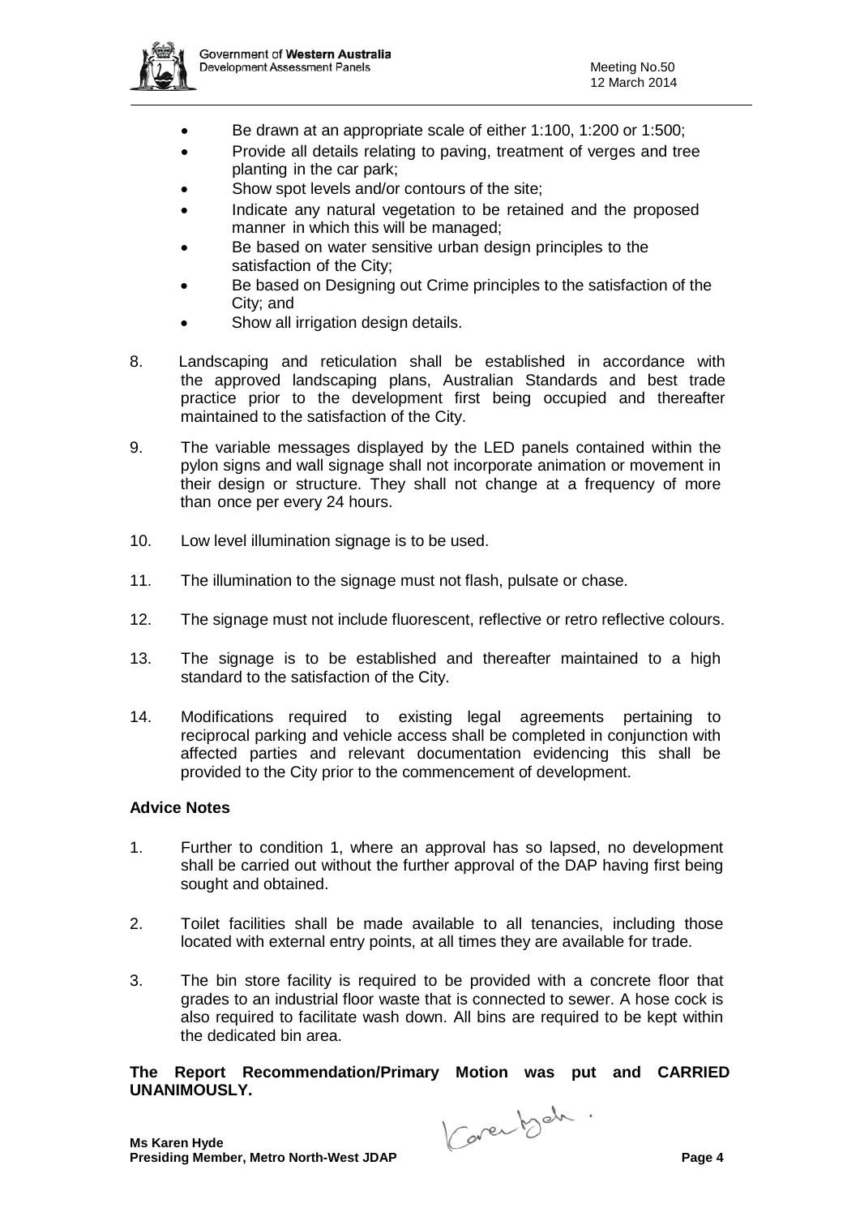- Be drawn at an appropriate scale of either 1:100, 1:200 or 1:500;
- Provide all details relating to paving, treatment of verges and tree planting in the car park;
- Show spot levels and/or contours of the site;
- Indicate any natural vegetation to be retained and the proposed manner in which this will be managed;
- Be based on water sensitive urban design principles to the satisfaction of the City;
- Be based on Designing out Crime principles to the satisfaction of the City; and
- Show all irrigation design details.

8. Landscaping and reticulation shall be established in accordance with the approved landscaping plans, Australian Standards and best trade practice prior to the development first being occupied and thereafter maintained to the satisfaction of the City.

9. The variable messages displayed by the LED panels contained within the pylon signs and wall signage shall not incorporate animation or movement in their design or structure. They shall not change at a frequency of more than once per every 24 hours.

10. Low level illumination signage is to be used.

11. The illumination to the signage must not flash, pulsate or chase.

12. The signage must not include fluorescent, reflective or retro reflective colours.

13. The signage is to be established and thereafter maintained to a high standard to the satisfaction of the City.

14. Modifications required to existing legal agreements pertaining to reciprocal parking and vehicle access shall be completed in conjunction with affected parties and relevant documentation evidencing this shall be provided to the City prior to the commencement of development.

**Advice Notes**

1. Further to condition 1, where an approval has so lapsed, no development shall be carried out without the further approval of the DAP having first being sought and obtained.

2. Toilet facilities shall be made available to all tenancies, including those located with external entry points, at all times they are available for trade.

3. The bin store facility is required to be provided with a concrete floor that grades to an industrial floor waste that is connected to sewer. A hose cock is also required to facilitate wash down. All bins are required to be kept within the dedicated bin area.

**The Report Recommendation/Primary Motion was put and CARRIED UNANIMOUSLY.**

**Ms Karen Hyde**
**Presiding Member, Metro North-West JDAP**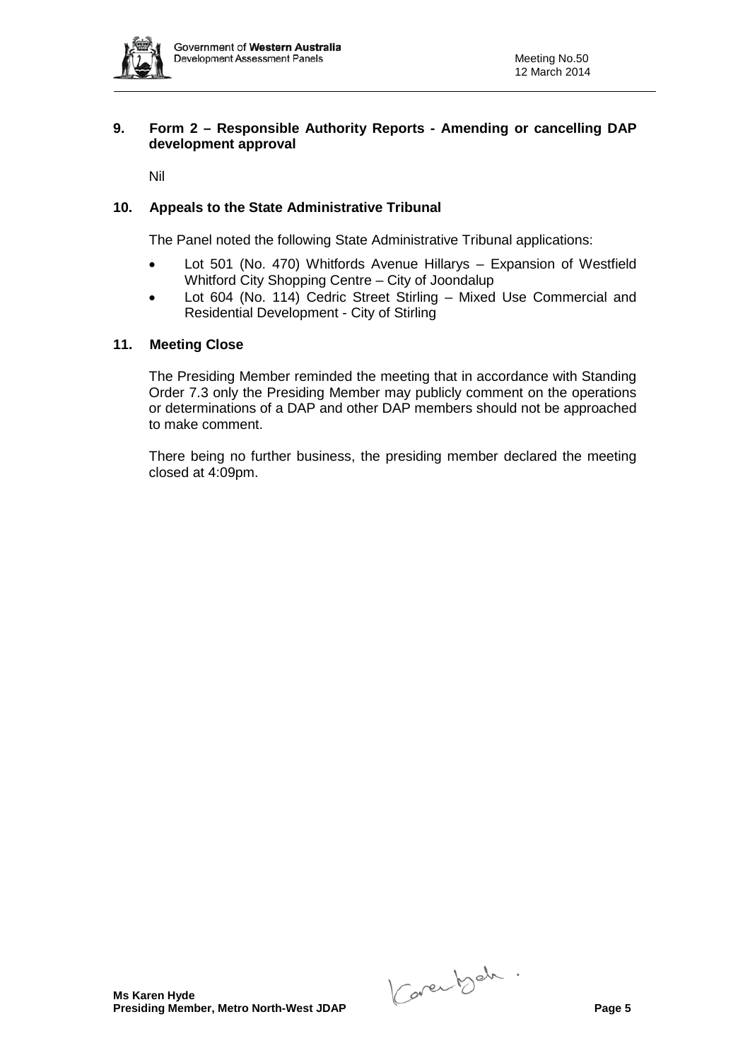## 9. Form 2 – Responsible Authority Reports - Amending or cancelling DAP development approval

Nil

## 10. Appeals to the State Administrative Tribunal

The Panel noted the following State Administrative Tribunal applications:

- Lot 501 (No. 470) Whitfords Avenue Hillarys – Expansion of Westfield Whitford City Shopping Centre – City of Joondalup
- Lot 604 (No. 114) Cedric Street Stirling – Mixed Use Commercial and Residential Development - City of Stirling

## 11. Meeting Close

The Presiding Member reminded the meeting that in accordance with Standing Order 7.3 only the Presiding Member may publicly comment on the operations or determinations of a DAP and other DAP members should not be approached to make comment.

There being no further business, the presiding member declared the meeting closed at 4:09pm.

**Ms Karen Hyde**
**Presiding Member, Metro North-West JDAP**